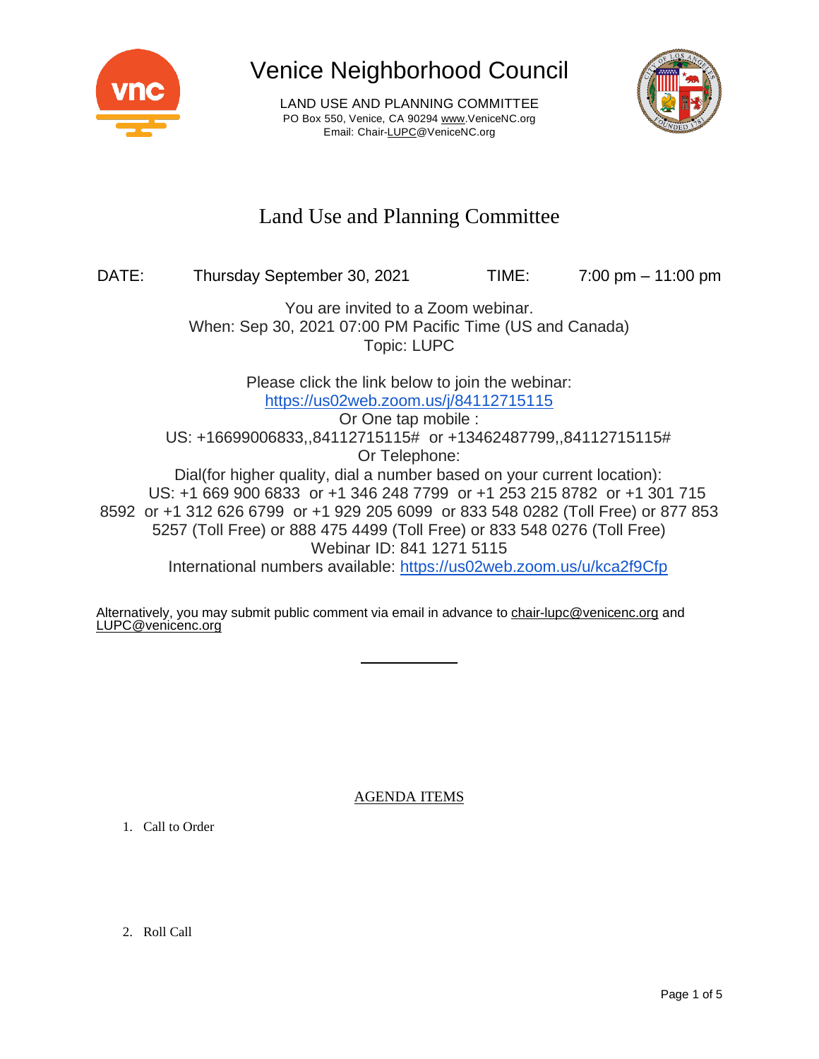# Venice Neighborhood Council

LAND USE AND PLANNING COMMITTEE
PO Box 550, Venice, CA 90294 www.VeniceNC.org
Email: Chair-LUPC@VeniceNC.org

## Land Use and Planning Committee

DATE: Thursday September 30, 2021 TIME: 7:00 pm – 11:00 pm

You are invited to a Zoom webinar.
When: Sep 30, 2021 07:00 PM Pacific Time (US and Canada)
Topic: LUPC

Please click the link below to join the webinar:
https://us02web.zoom.us/j/84112715115
Or One tap mobile :
US: +16699006833,,84112715115# or +13462487799,,84112715115#
Or Telephone:
Dial(for higher quality, dial a number based on your current location):
US: +1 669 900 6833 or +1 346 248 7799 or +1 253 215 8782 or +1 301 715 8592 or +1 312 626 6799 or +1 929 205 6099 or 833 548 0282 (Toll Free) or 877 853 5257 (Toll Free) or 888 475 4499 (Toll Free) or 833 548 0276 (Toll Free)
Webinar ID: 841 1271 5115
International numbers available: https://us02web.zoom.us/u/kca2f9Cfp

Alternatively, you may submit public comment via email in advance to chair-lupc@venicenc.org and LUPC@venicenc.org

---

### AGENDA ITEMS

1. Call to Order

2. Roll Call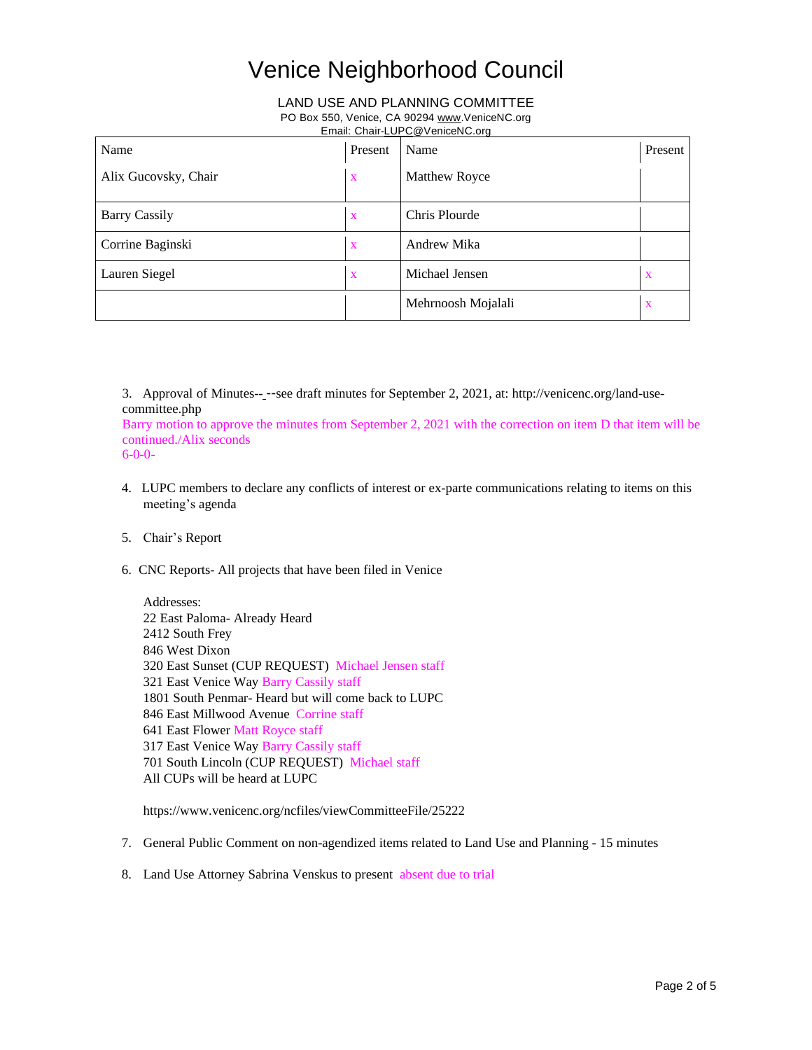# Venice Neighborhood Council

LAND USE AND PLANNING COMMITTEE
PO Box 550, Venice, CA 90294 www.VeniceNC.org
Email: Chair-LUPC@VeniceNC.org

| Name | Present | Name | Present |
|---|---|---|---|
| Alix Gucovsky, Chair | x | Matthew Royce | |
| Barry Cassily | x | Chris Plourde | |
| Corrine Baginski | x | Andrew Mika | |
| Lauren Siegel | x | Michael Jensen | x |
| | | Mehrnoosh Mojalali | x |

3. Approval of Minutes-- --see draft minutes for September 2, 2021, at: http://venicenc.org/land-use-committee.php
Barry motion to approve the minutes from September 2, 2021 with the correction on item D that item will be continued./Alix seconds
6-0-0-

4. LUPC members to declare any conflicts of interest or ex-parte communications relating to items on this meeting's agenda

5. Chair's Report

6. CNC Reports- All projects that have been filed in Venice

   Addresses:
   22 East Paloma- Already Heard
   2412 South Frey
   846 West Dixon
   320 East Sunset (CUP REQUEST) Michael Jensen staff
   321 East Venice Way Barry Cassily staff
   1801 South Penmar- Heard but will come back to LUPC
   846 East Millwood Avenue Corrine staff
   641 East Flower Matt Royce staff
   317 East Venice Way Barry Cassily staff
   701 South Lincoln (CUP REQUEST) Michael staff
   All CUPs will be heard at LUPC

   https://www.venicenc.org/ncfiles/viewCommitteeFile/25222

7. General Public Comment on non-agendized items related to Land Use and Planning - 15 minutes

8. Land Use Attorney Sabrina Venskus to present absent due to trial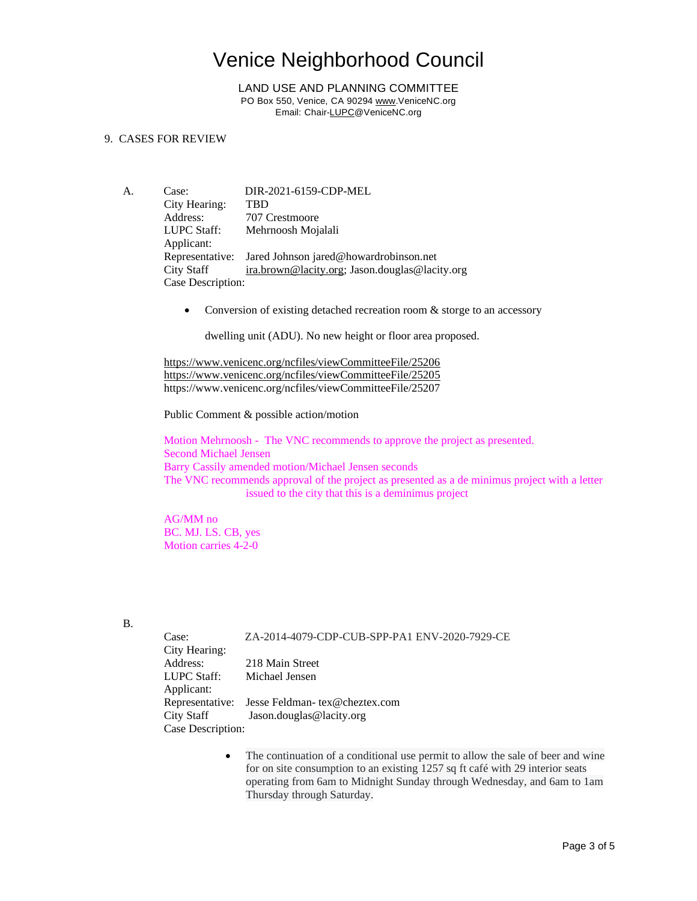# Venice Neighborhood Council

LAND USE AND PLANNING COMMITTEE
PO Box 550, Venice, CA 90294 www.VeniceNC.org
Email: Chair-LUPC@VeniceNC.org

9. CASES FOR REVIEW

A.

Case: DIR-2021-6159-CDP-MEL
City Hearing: TBD
Address: 707 Crestmoore
LUPC Staff: Mehrnoosh Mojalali
Applicant:
Representative: Jared Johnson jared@howardrobinson.net
City Staff ira.brown@lacity.org; Jason.douglas@lacity.org
Case Description:

- Conversion of existing detached recreation room & storge to an accessory dwelling unit (ADU). No new height or floor area proposed.

https://www.venicenc.org/ncfiles/viewCommitteeFile/25206
https://www.venicenc.org/ncfiles/viewCommitteeFile/25205
https://www.venicenc.org/ncfiles/viewCommitteeFile/25207

Public Comment & possible action/motion

Motion Mehrnoosh - The VNC recommends to approve the project as presented.
Second Michael Jensen
Barry Cassily amended motion/Michael Jensen seconds
The VNC recommends approval of the project as presented as a de minimus project with a letter issued to the city that this is a deminimus project

AG/MM no
BC. MJ. LS. CB, yes
Motion carries 4-2-0

B.

Case: ZA-2014-4079-CDP-CUB-SPP-PA1 ENV-2020-7929-CE
City Hearing:
Address: 218 Main Street
LUPC Staff: Michael Jensen
Applicant:
Representative: Jesse Feldman- tex@cheztex.com
City Staff Jason.douglas@lacity.org
Case Description:

- The continuation of a conditional use permit to allow the sale of beer and wine for on site consumption to an existing 1257 sq ft café with 29 interior seats operating from 6am to Midnight Sunday through Wednesday, and 6am to 1am Thursday through Saturday.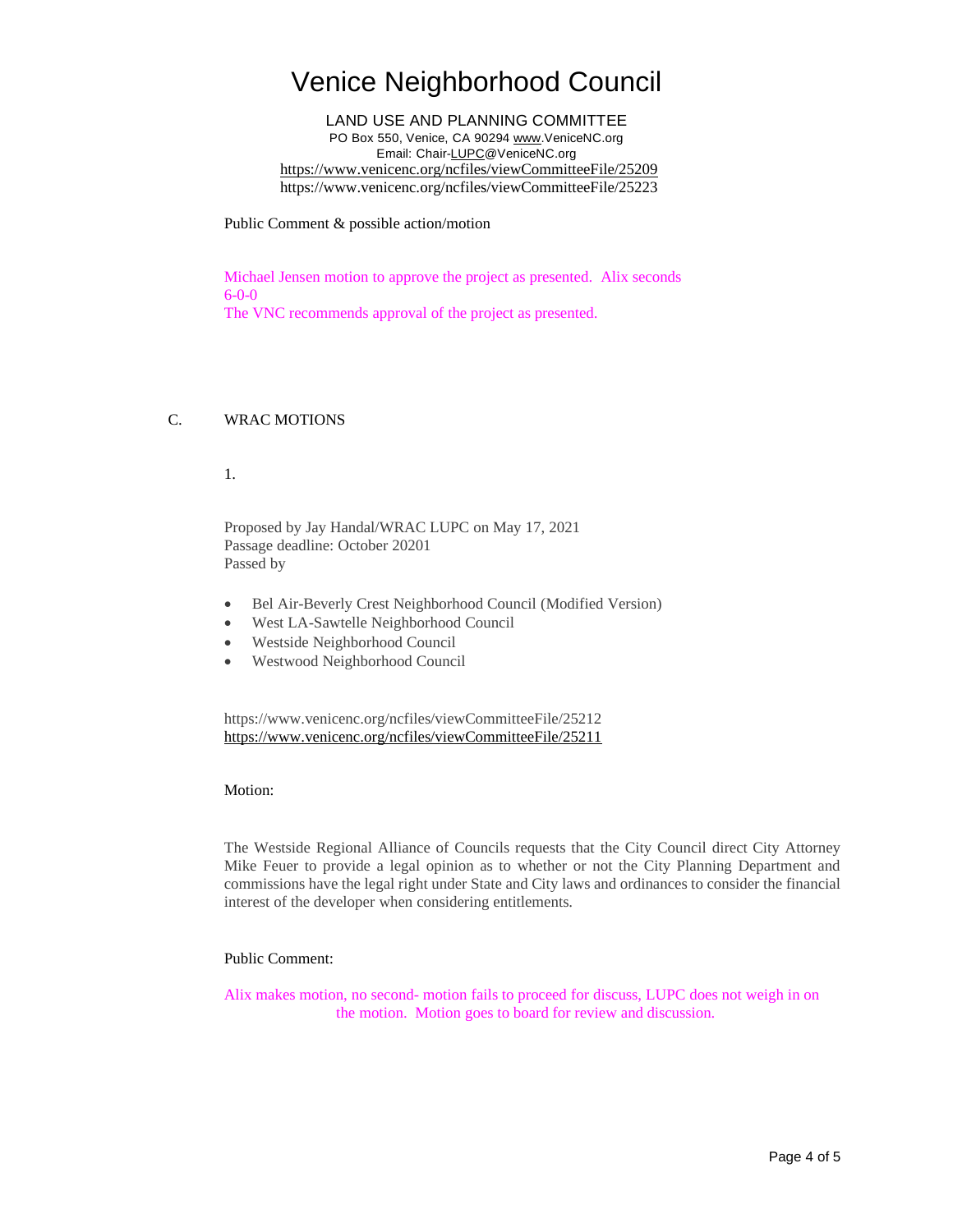# Venice Neighborhood Council

LAND USE AND PLANNING COMMITTEE
PO Box 550, Venice, CA 90294 www.VeniceNC.org
Email: Chair-LUPC@VeniceNC.org

https://www.venicenc.org/ncfiles/viewCommitteeFile/25209
https://www.venicenc.org/ncfiles/viewCommitteeFile/25223

Public Comment & possible action/motion

Michael Jensen motion to approve the project as presented. Alix seconds
6-0-0
The VNC recommends approval of the project as presented.

C. WRAC MOTIONS

1.

Proposed by Jay Handal/WRAC LUPC on May 17, 2021
Passage deadline: October 20201
Passed by

- Bel Air-Beverly Crest Neighborhood Council (Modified Version)
- West LA-Sawtelle Neighborhood Council
- Westside Neighborhood Council
- Westwood Neighborhood Council

https://www.venicenc.org/ncfiles/viewCommitteeFile/25212
https://www.venicenc.org/ncfiles/viewCommitteeFile/25211

Motion:

The Westside Regional Alliance of Councils requests that the City Council direct City Attorney Mike Feuer to provide a legal opinion as to whether or not the City Planning Department and commissions have the legal right under State and City laws and ordinances to consider the financial interest of the developer when considering entitlements.

Public Comment:

Alix makes motion, no second- motion fails to proceed for discuss, LUPC does not weigh in on the motion. Motion goes to board for review and discussion.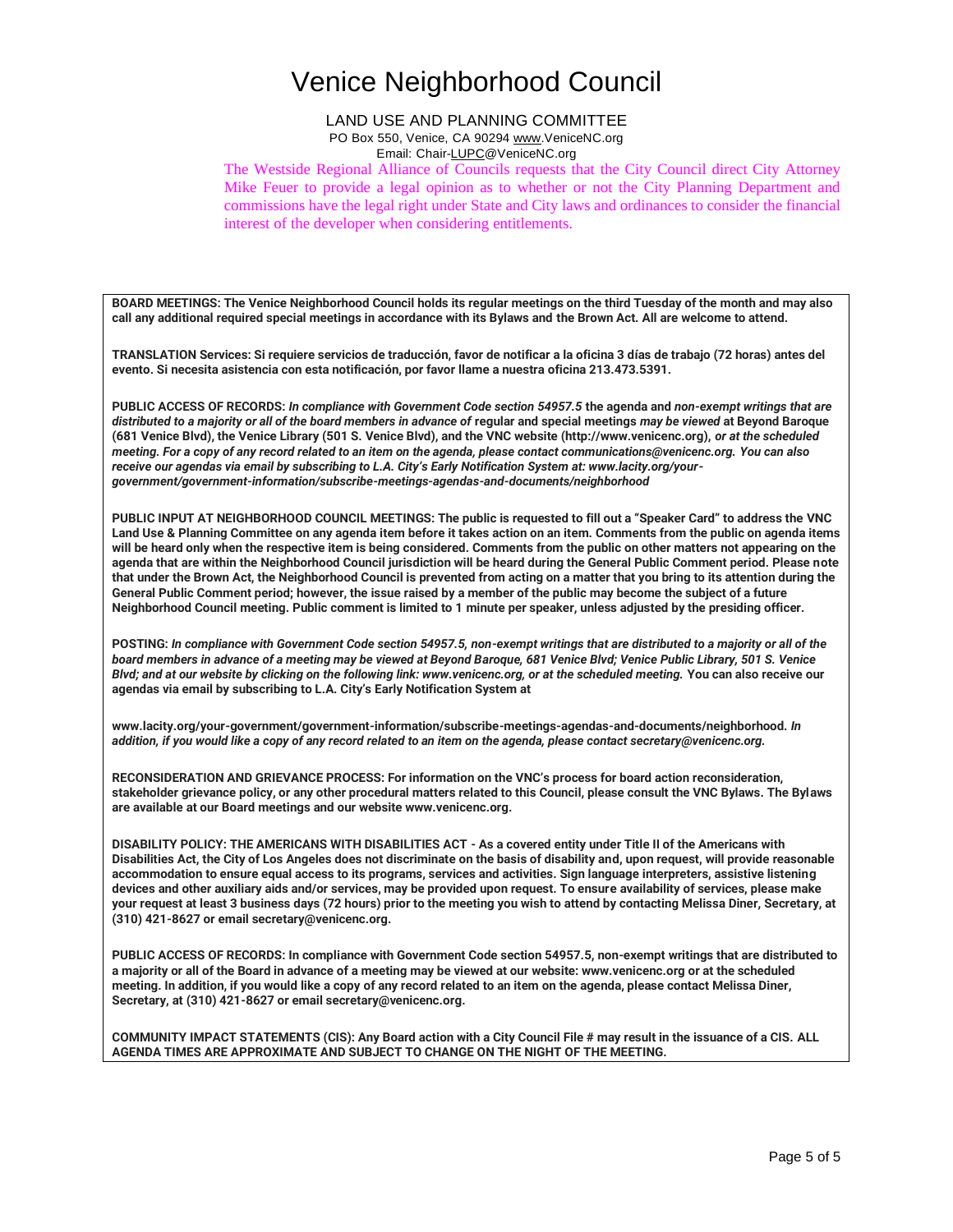# Venice Neighborhood Council

LAND USE AND PLANNING COMMITTEE

PO Box 550, Venice, CA 90294 www.VeniceNC.org

Email: Chair-LUPC@VeniceNC.org

The Westside Regional Alliance of Councils requests that the City Council direct City Attorney Mike Feuer to provide a legal opinion as to whether or not the City Planning Department and commissions have the legal right under State and City laws and ordinances to consider the financial interest of the developer when considering entitlements.

**BOARD MEETINGS: The Venice Neighborhood Council holds its regular meetings on the third Tuesday of the month and may also call any additional required special meetings in accordance with its Bylaws and the Brown Act. All are welcome to attend.**

**TRANSLATION Services: Si requiere servicios de traducción, favor de notificar a la oficina 3 días de trabajo (72 horas) antes del evento. Si necesita asistencia con esta notificación, por favor llame a nuestra oficina 213.473.5391.**

**PUBLIC ACCESS OF RECORDS: *In compliance with Government Code section 54957.5* the agenda and *non-exempt writings that are distributed to a majority or all of the board members in advance of* regular and special meetings *may be viewed* at Beyond Baroque (681 Venice Blvd), the Venice Library (501 S. Venice Blvd), and the VNC website (http://www.venicenc.org), *or at the scheduled meeting. For a copy of any record related to an item on the agenda, please contact communications@venicenc.org. You can also receive our agendas via email by subscribing to L.A. City's Early Notification System at: www.lacity.org/your-government/government-information/subscribe-meetings-agendas-and-documents/neighborhood***

**PUBLIC INPUT AT NEIGHBORHOOD COUNCIL MEETINGS: The public is requested to fill out a "Speaker Card" to address the VNC Land Use & Planning Committee on any agenda item before it takes action on an item. Comments from the public on agenda items will be heard only when the respective item is being considered. Comments from the public on other matters not appearing on the agenda that are within the Neighborhood Council jurisdiction will be heard during the General Public Comment period. Please note that under the Brown Act, the Neighborhood Council is prevented from acting on a matter that you bring to its attention during the General Public Comment period; however, the issue raised by a member of the public may become the subject of a future Neighborhood Council meeting. Public comment is limited to 1 minute per speaker, unless adjusted by the presiding officer.**

**POSTING: *In compliance with Government Code section 54957.5, non-exempt writings that are distributed to a majority or all of the board members in advance of a meeting may be viewed at Beyond Baroque, 681 Venice Blvd; Venice Public Library, 501 S. Venice Blvd; and at our website by clicking on the following link: www.venicenc.org, or at the scheduled meeting.* You can also receive our agendas via email by subscribing to L.A. City's Early Notification System at**

**www.lacity.org/your-government/government-information/subscribe-meetings-agendas-and-documents/neighborhood. *In addition, if you would like a copy of any record related to an item on the agenda, please contact secretary@venicenc.org.***

**RECONSIDERATION AND GRIEVANCE PROCESS: For information on the VNC's process for board action reconsideration, stakeholder grievance policy, or any other procedural matters related to this Council, please consult the VNC Bylaws. The Bylaws are available at our Board meetings and our website www.venicenc.org.**

**DISABILITY POLICY: THE AMERICANS WITH DISABILITIES ACT - As a covered entity under Title II of the Americans with Disabilities Act, the City of Los Angeles does not discriminate on the basis of disability and, upon request, will provide reasonable accommodation to ensure equal access to its programs, services and activities. Sign language interpreters, assistive listening devices and other auxiliary aids and/or services, may be provided upon request. To ensure availability of services, please make your request at least 3 business days (72 hours) prior to the meeting you wish to attend by contacting Melissa Diner, Secretary, at (310) 421-8627 or email secretary@venicenc.org.**

**PUBLIC ACCESS OF RECORDS: In compliance with Government Code section 54957.5, non-exempt writings that are distributed to a majority or all of the Board in advance of a meeting may be viewed at our website: www.venicenc.org or at the scheduled meeting. In addition, if you would like a copy of any record related to an item on the agenda, please contact Melissa Diner, Secretary, at (310) 421-8627 or email secretary@venicenc.org.**

**COMMUNITY IMPACT STATEMENTS (CIS): Any Board action with a City Council File # may result in the issuance of a CIS. ALL AGENDA TIMES ARE APPROXIMATE AND SUBJECT TO CHANGE ON THE NIGHT OF THE MEETING.**